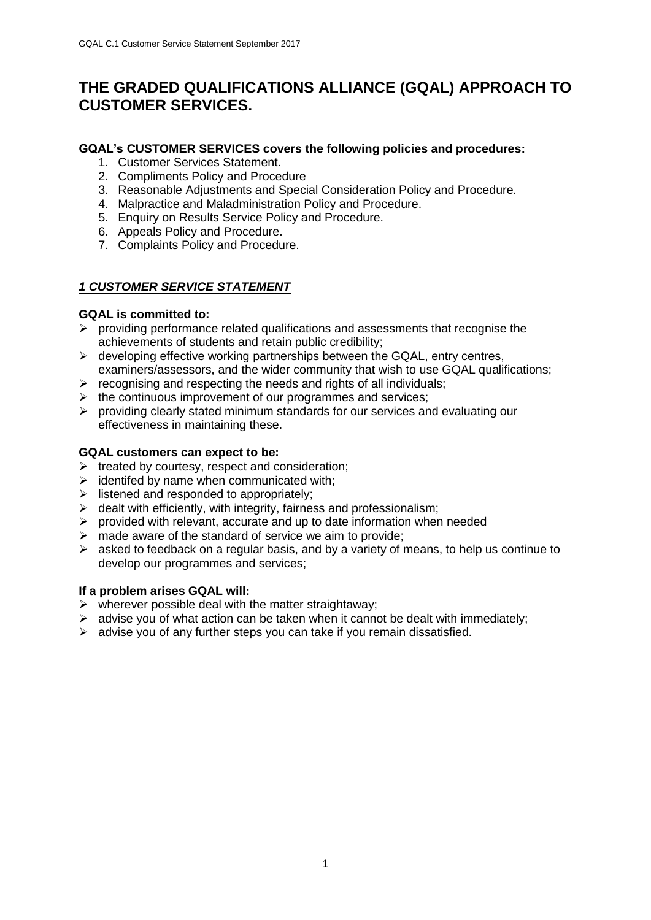# THE GRADED QUALIFICATIONS ALLIANCE (GQAL) APPROACH TO CUSTOMER SERVICES.

**GQAL's CUSTOMER SERVICES covers the following policies and procedures:**

1. Customer Services Statement.
2. Compliments Policy and Procedure
3. Reasonable Adjustments and Special Consideration Policy and Procedure.
4. Malpractice and Maladministration Policy and Procedure.
5. Enquiry on Results Service Policy and Procedure.
6. Appeals Policy and Procedure.
7. Complaints Policy and Procedure.

## ***1 CUSTOMER SERVICE STATEMENT***

**GQAL is committed to:**

- providing performance related qualifications and assessments that recognise the achievements of students and retain public credibility;
- developing effective working partnerships between the GQAL, entry centres, examiners/assessors, and the wider community that wish to use GQAL qualifications;
- recognising and respecting the needs and rights of all individuals;
- the continuous improvement of our programmes and services;
- providing clearly stated minimum standards for our services and evaluating our effectiveness in maintaining these.

**GQAL customers can expect to be:**

- treated by courtesy, respect and consideration;
- identifed by name when communicated with;
- listened and responded to appropriately;
- dealt with efficiently, with integrity, fairness and professionalism;
- provided with relevant, accurate and up to date information when needed
- made aware of the standard of service we aim to provide;
- asked to feedback on a regular basis, and by a variety of means, to help us continue to develop our programmes and services;

**If a problem arises GQAL will:**

- wherever possible deal with the matter straightaway;
- advise you of what action can be taken when it cannot be dealt with immediately;
- advise you of any further steps you can take if you remain dissatisfied.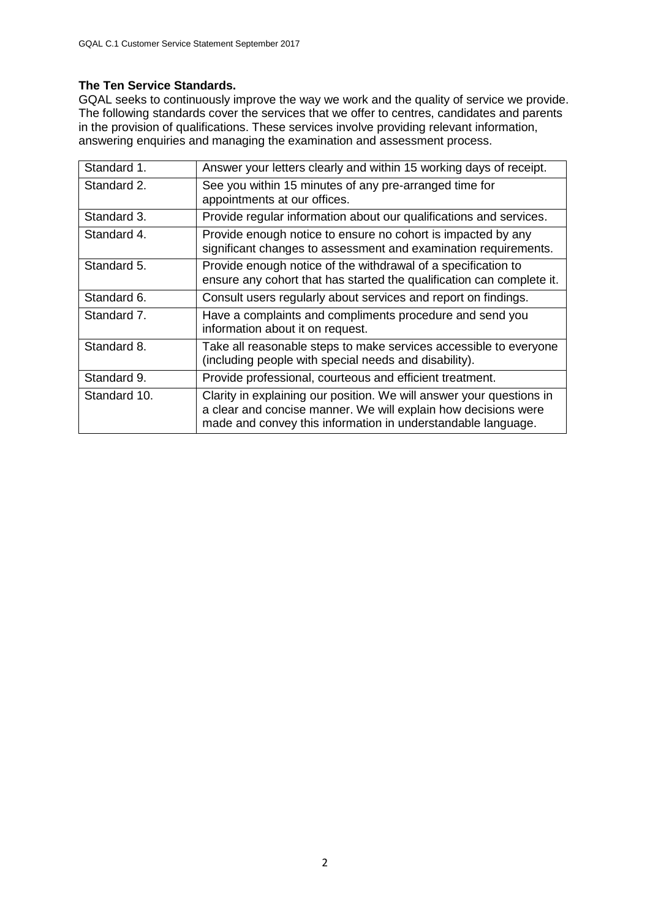**The Ten Service Standards.**

GQAL seeks to continuously improve the way we work and the quality of service we provide. The following standards cover the services that we offer to centres, candidates and parents in the provision of qualifications. These services involve providing relevant information, answering enquiries and managing the examination and assessment process.

| | |
|---|---|
| Standard 1. | Answer your letters clearly and within 15 working days of receipt. |
| Standard 2. | See you within 15 minutes of any pre-arranged time for appointments at our offices. |
| Standard 3. | Provide regular information about our qualifications and services. |
| Standard 4. | Provide enough notice to ensure no cohort is impacted by any significant changes to assessment and examination requirements. |
| Standard 5. | Provide enough notice of the withdrawal of a specification to ensure any cohort that has started the qualification can complete it. |
| Standard 6. | Consult users regularly about services and report on findings. |
| Standard 7. | Have a complaints and compliments procedure and send you information about it on request. |
| Standard 8. | Take all reasonable steps to make services accessible to everyone (including people with special needs and disability). |
| Standard 9. | Provide professional, courteous and efficient treatment. |
| Standard 10. | Clarity in explaining our position. We will answer your questions in a clear and concise manner. We will explain how decisions were made and convey this information in understandable language. |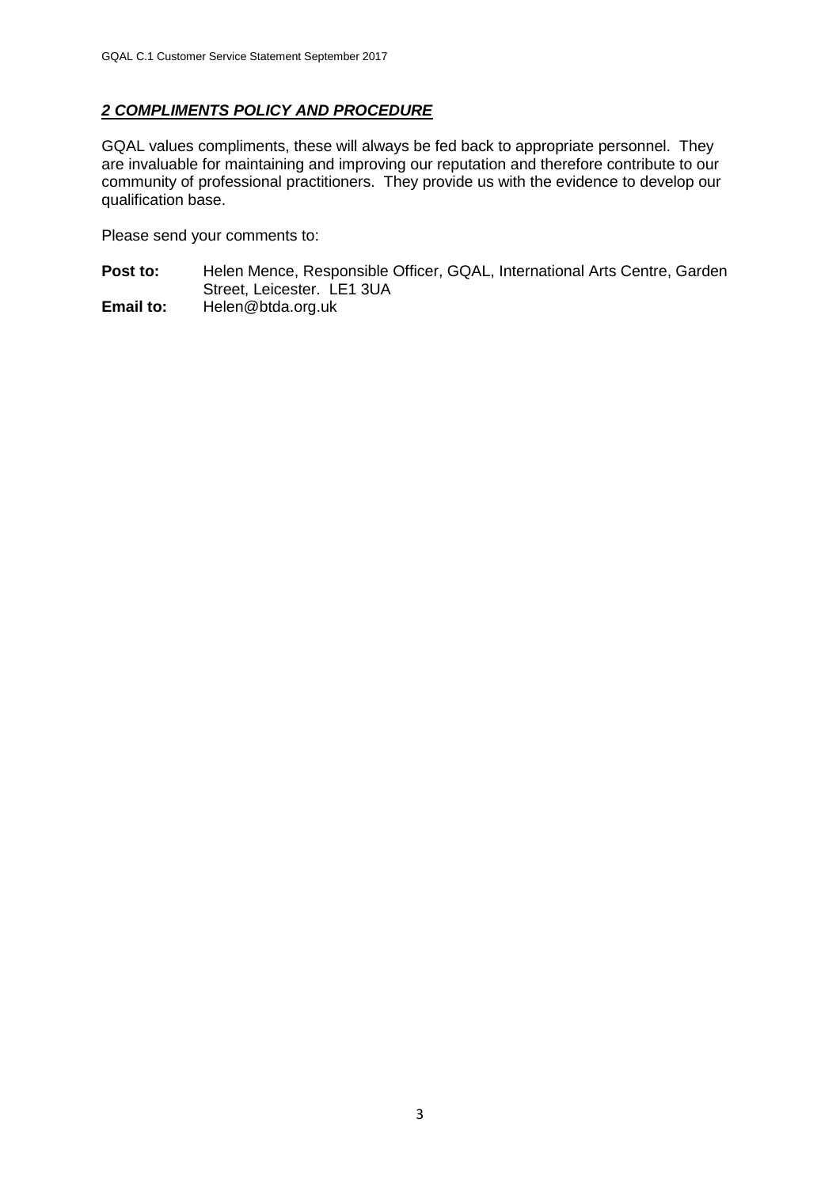## ***2 COMPLIMENTS POLICY AND PROCEDURE***

GQAL values compliments, these will always be fed back to appropriate personnel. They are invaluable for maintaining and improving our reputation and therefore contribute to our community of professional practitioners. They provide us with the evidence to develop our qualification base.

Please send your comments to:

**Post to:** Helen Mence, Responsible Officer, GQAL, International Arts Centre, Garden Street, Leicester. LE1 3UA

**Email to:** Helen@btda.org.uk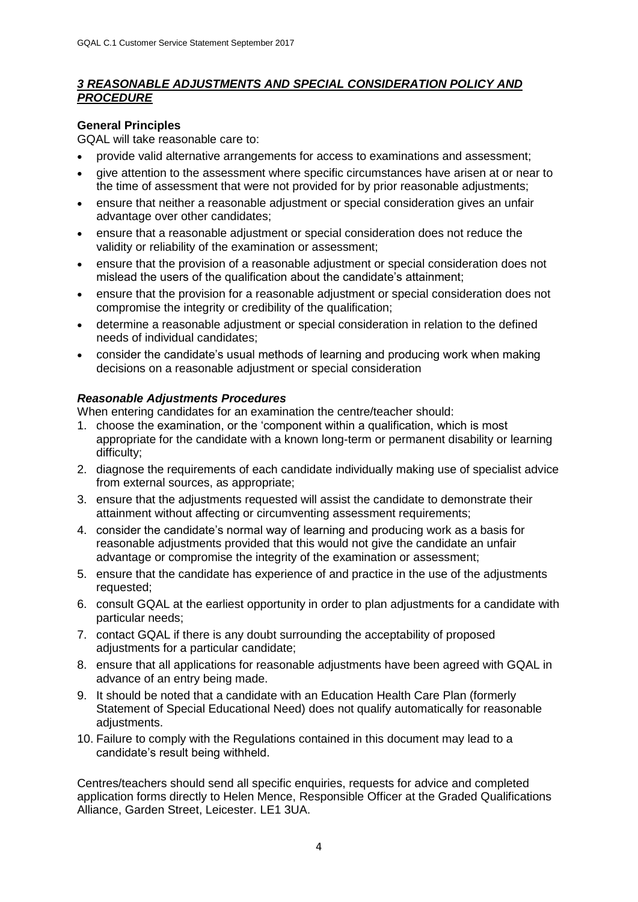## *3 REASONABLE ADJUSTMENTS AND SPECIAL CONSIDERATION POLICY AND PROCEDURE*

**General Principles**

GQAL will take reasonable care to:

- provide valid alternative arrangements for access to examinations and assessment;
- give attention to the assessment where specific circumstances have arisen at or near to the time of assessment that were not provided for by prior reasonable adjustments;
- ensure that neither a reasonable adjustment or special consideration gives an unfair advantage over other candidates;
- ensure that a reasonable adjustment or special consideration does not reduce the validity or reliability of the examination or assessment;
- ensure that the provision of a reasonable adjustment or special consideration does not mislead the users of the qualification about the candidate's attainment;
- ensure that the provision for a reasonable adjustment or special consideration does not compromise the integrity or credibility of the qualification;
- determine a reasonable adjustment or special consideration in relation to the defined needs of individual candidates;
- consider the candidate's usual methods of learning and producing work when making decisions on a reasonable adjustment or special consideration

***Reasonable Adjustments Procedures***

When entering candidates for an examination the centre/teacher should:

1. choose the examination, or the 'component within a qualification, which is most appropriate for the candidate with a known long-term or permanent disability or learning difficulty;
2. diagnose the requirements of each candidate individually making use of specialist advice from external sources, as appropriate;
3. ensure that the adjustments requested will assist the candidate to demonstrate their attainment without affecting or circumventing assessment requirements;
4. consider the candidate's normal way of learning and producing work as a basis for reasonable adjustments provided that this would not give the candidate an unfair advantage or compromise the integrity of the examination or assessment;
5. ensure that the candidate has experience of and practice in the use of the adjustments requested;
6. consult GQAL at the earliest opportunity in order to plan adjustments for a candidate with particular needs;
7. contact GQAL if there is any doubt surrounding the acceptability of proposed adjustments for a particular candidate;
8. ensure that all applications for reasonable adjustments have been agreed with GQAL in advance of an entry being made.
9. It should be noted that a candidate with an Education Health Care Plan (formerly Statement of Special Educational Need) does not qualify automatically for reasonable adjustments.
10. Failure to comply with the Regulations contained in this document may lead to a candidate's result being withheld.

Centres/teachers should send all specific enquiries, requests for advice and completed application forms directly to Helen Mence, Responsible Officer at the Graded Qualifications Alliance, Garden Street, Leicester. LE1 3UA.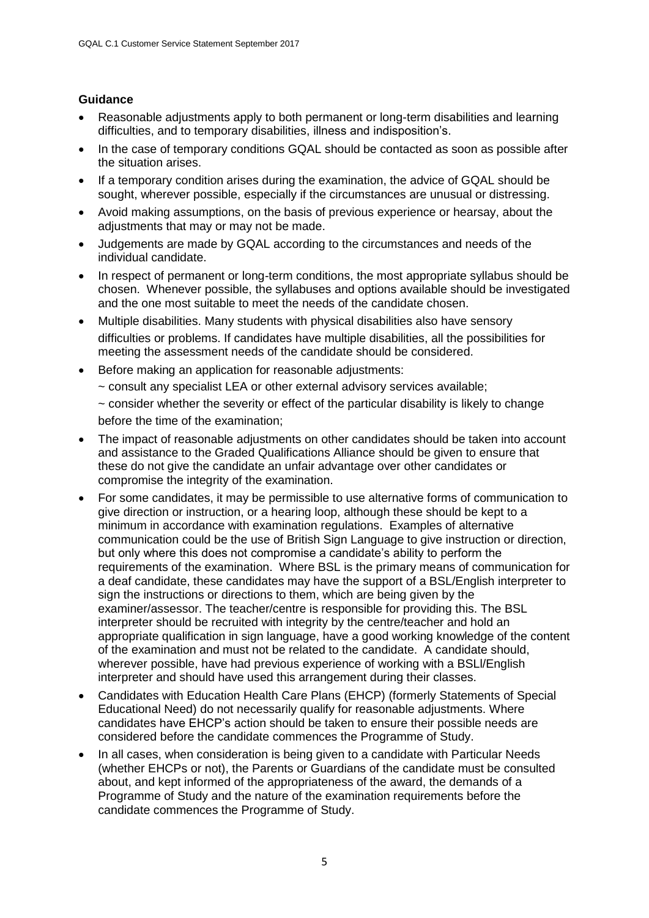**Guidance**

- Reasonable adjustments apply to both permanent or long-term disabilities and learning difficulties, and to temporary disabilities, illness and indisposition's.
- In the case of temporary conditions GQAL should be contacted as soon as possible after the situation arises.
- If a temporary condition arises during the examination, the advice of GQAL should be sought, wherever possible, especially if the circumstances are unusual or distressing.
- Avoid making assumptions, on the basis of previous experience or hearsay, about the adjustments that may or may not be made.
- Judgements are made by GQAL according to the circumstances and needs of the individual candidate.
- In respect of permanent or long-term conditions, the most appropriate syllabus should be chosen. Whenever possible, the syllabuses and options available should be investigated and the one most suitable to meet the needs of the candidate chosen.
- Multiple disabilities. Many students with physical disabilities also have sensory difficulties or problems. If candidates have multiple disabilities, all the possibilities for meeting the assessment needs of the candidate should be considered.
- Before making an application for reasonable adjustments:

  ~ consult any specialist LEA or other external advisory services available;

  ~ consider whether the severity or effect of the particular disability is likely to change before the time of the examination;
- The impact of reasonable adjustments on other candidates should be taken into account and assistance to the Graded Qualifications Alliance should be given to ensure that these do not give the candidate an unfair advantage over other candidates or compromise the integrity of the examination.
- For some candidates, it may be permissible to use alternative forms of communication to give direction or instruction, or a hearing loop, although these should be kept to a minimum in accordance with examination regulations. Examples of alternative communication could be the use of British Sign Language to give instruction or direction, but only where this does not compromise a candidate's ability to perform the requirements of the examination. Where BSL is the primary means of communication for a deaf candidate, these candidates may have the support of a BSL/English interpreter to sign the instructions or directions to them, which are being given by the examiner/assessor. The teacher/centre is responsible for providing this. The BSL interpreter should be recruited with integrity by the centre/teacher and hold an appropriate qualification in sign language, have a good working knowledge of the content of the examination and must not be related to the candidate. A candidate should, wherever possible, have had previous experience of working with a BSLl/English interpreter and should have used this arrangement during their classes.
- Candidates with Education Health Care Plans (EHCP) (formerly Statements of Special Educational Need) do not necessarily qualify for reasonable adjustments. Where candidates have EHCP's action should be taken to ensure their possible needs are considered before the candidate commences the Programme of Study.
- In all cases, when consideration is being given to a candidate with Particular Needs (whether EHCPs or not), the Parents or Guardians of the candidate must be consulted about, and kept informed of the appropriateness of the award, the demands of a Programme of Study and the nature of the examination requirements before the candidate commences the Programme of Study.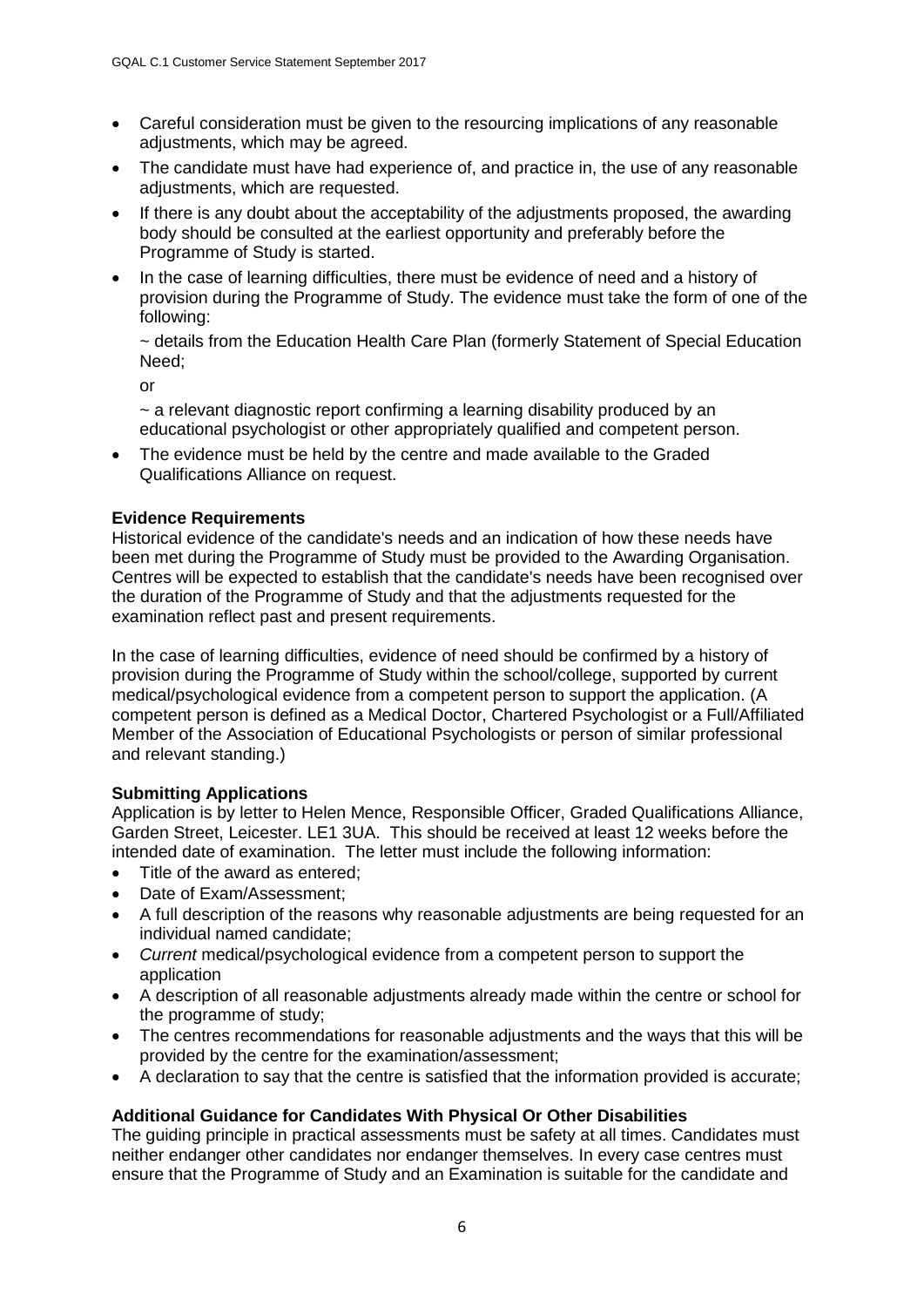- Careful consideration must be given to the resourcing implications of any reasonable adjustments, which may be agreed.
- The candidate must have had experience of, and practice in, the use of any reasonable adjustments, which are requested.
- If there is any doubt about the acceptability of the adjustments proposed, the awarding body should be consulted at the earliest opportunity and preferably before the Programme of Study is started.
- In the case of learning difficulties, there must be evidence of need and a history of provision during the Programme of Study. The evidence must take the form of one of the following:

  ~ details from the Education Health Care Plan (formerly Statement of Special Education Need;

  or

  ~ a relevant diagnostic report confirming a learning disability produced by an educational psychologist or other appropriately qualified and competent person.
- The evidence must be held by the centre and made available to the Graded Qualifications Alliance on request.

**Evidence Requirements**

Historical evidence of the candidate's needs and an indication of how these needs have been met during the Programme of Study must be provided to the Awarding Organisation. Centres will be expected to establish that the candidate's needs have been recognised over the duration of the Programme of Study and that the adjustments requested for the examination reflect past and present requirements.

In the case of learning difficulties, evidence of need should be confirmed by a history of provision during the Programme of Study within the school/college, supported by current medical/psychological evidence from a competent person to support the application. (A competent person is defined as a Medical Doctor, Chartered Psychologist or a Full/Affiliated Member of the Association of Educational Psychologists or person of similar professional and relevant standing.)

**Submitting Applications**

Application is by letter to Helen Mence, Responsible Officer, Graded Qualifications Alliance, Garden Street, Leicester. LE1 3UA. This should be received at least 12 weeks before the intended date of examination. The letter must include the following information:

- Title of the award as entered;
- Date of Exam/Assessment;
- A full description of the reasons why reasonable adjustments are being requested for an individual named candidate;
- *Current* medical/psychological evidence from a competent person to support the application
- A description of all reasonable adjustments already made within the centre or school for the programme of study;
- The centres recommendations for reasonable adjustments and the ways that this will be provided by the centre for the examination/assessment;
- A declaration to say that the centre is satisfied that the information provided is accurate;

**Additional Guidance for Candidates With Physical Or Other Disabilities**

The guiding principle in practical assessments must be safety at all times. Candidates must neither endanger other candidates nor endanger themselves. In every case centres must ensure that the Programme of Study and an Examination is suitable for the candidate and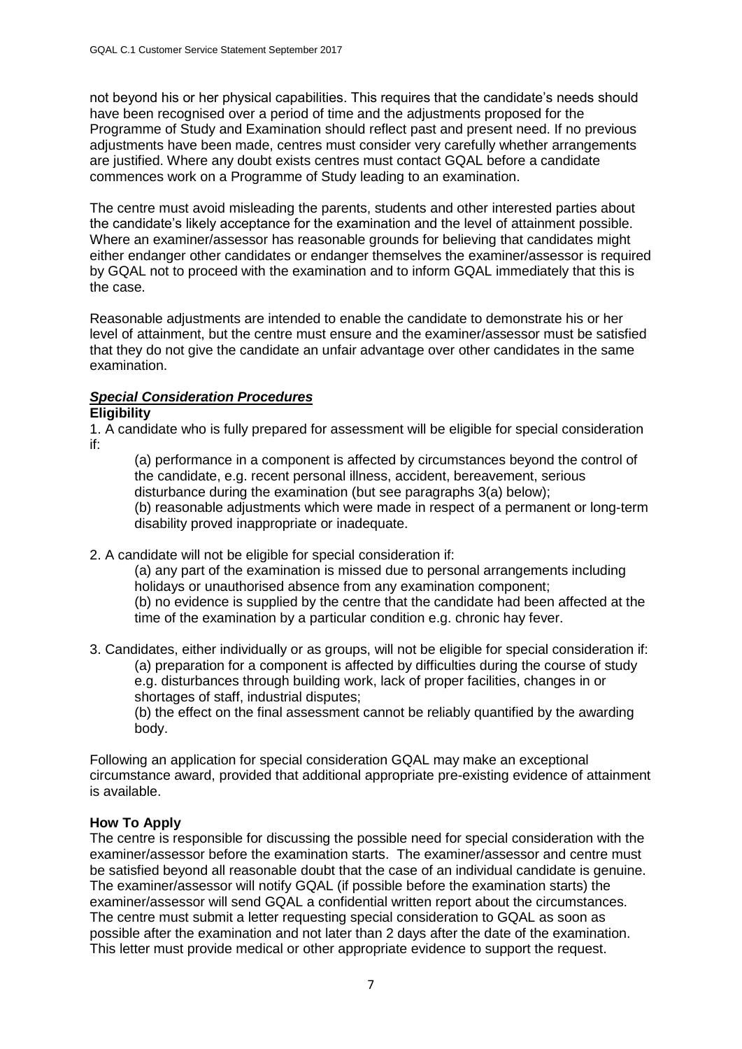not beyond his or her physical capabilities. This requires that the candidate's needs should have been recognised over a period of time and the adjustments proposed for the Programme of Study and Examination should reflect past and present need. If no previous adjustments have been made, centres must consider very carefully whether arrangements are justified. Where any doubt exists centres must contact GQAL before a candidate commences work on a Programme of Study leading to an examination.

The centre must avoid misleading the parents, students and other interested parties about the candidate's likely acceptance for the examination and the level of attainment possible. Where an examiner/assessor has reasonable grounds for believing that candidates might either endanger other candidates or endanger themselves the examiner/assessor is required by GQAL not to proceed with the examination and to inform GQAL immediately that this is the case.

Reasonable adjustments are intended to enable the candidate to demonstrate his or her level of attainment, but the centre must ensure and the examiner/assessor must be satisfied that they do not give the candidate an unfair advantage over other candidates in the same examination.

### ***Special Consideration Procedures***

**Eligibility**

1. A candidate who is fully prepared for assessment will be eligible for special consideration if:

   (a) performance in a component is affected by circumstances beyond the control of the candidate, e.g. recent personal illness, accident, bereavement, serious disturbance during the examination (but see paragraphs 3(a) below);

   (b) reasonable adjustments which were made in respect of a permanent or long-term disability proved inappropriate or inadequate.

2. A candidate will not be eligible for special consideration if:

   (a) any part of the examination is missed due to personal arrangements including holidays or unauthorised absence from any examination component;

   (b) no evidence is supplied by the centre that the candidate had been affected at the time of the examination by a particular condition e.g. chronic hay fever.

3. Candidates, either individually or as groups, will not be eligible for special consideration if:

   (a) preparation for a component is affected by difficulties during the course of study e.g. disturbances through building work, lack of proper facilities, changes in or shortages of staff, industrial disputes;

   (b) the effect on the final assessment cannot be reliably quantified by the awarding body.

Following an application for special consideration GQAL may make an exceptional circumstance award, provided that additional appropriate pre-existing evidence of attainment is available.

**How To Apply**

The centre is responsible for discussing the possible need for special consideration with the examiner/assessor before the examination starts. The examiner/assessor and centre must be satisfied beyond all reasonable doubt that the case of an individual candidate is genuine. The examiner/assessor will notify GQAL (if possible before the examination starts) the examiner/assessor will send GQAL a confidential written report about the circumstances. The centre must submit a letter requesting special consideration to GQAL as soon as possible after the examination and not later than 2 days after the date of the examination. This letter must provide medical or other appropriate evidence to support the request.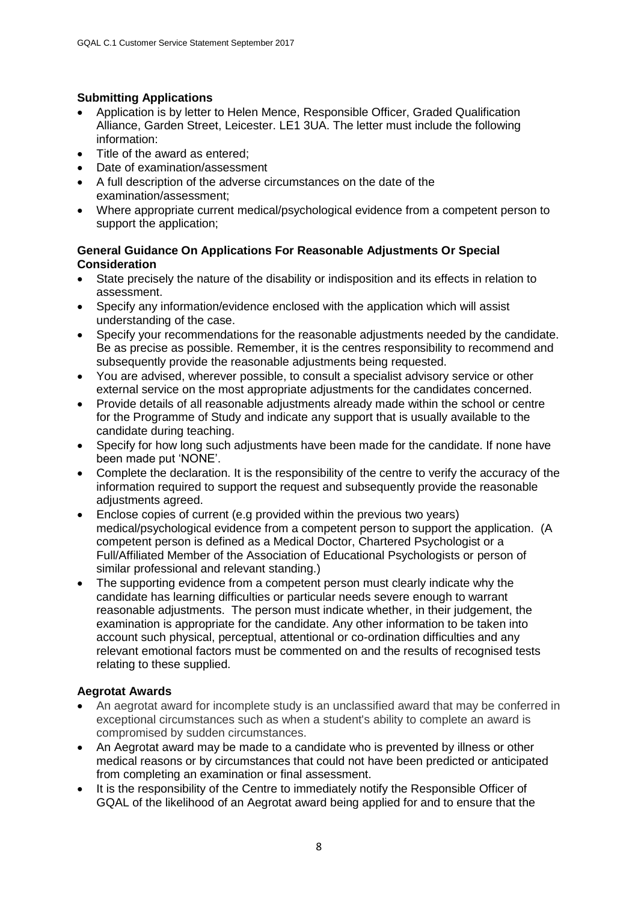### Submitting Applications

- Application is by letter to Helen Mence, Responsible Officer, Graded Qualification Alliance, Garden Street, Leicester. LE1 3UA. The letter must include the following information:
- Title of the award as entered;
- Date of examination/assessment
- A full description of the adverse circumstances on the date of the examination/assessment;
- Where appropriate current medical/psychological evidence from a competent person to support the application;

### General Guidance On Applications For Reasonable Adjustments Or Special Consideration

- State precisely the nature of the disability or indisposition and its effects in relation to assessment.
- Specify any information/evidence enclosed with the application which will assist understanding of the case.
- Specify your recommendations for the reasonable adjustments needed by the candidate. Be as precise as possible. Remember, it is the centres responsibility to recommend and subsequently provide the reasonable adjustments being requested.
- You are advised, wherever possible, to consult a specialist advisory service or other external service on the most appropriate adjustments for the candidates concerned.
- Provide details of all reasonable adjustments already made within the school or centre for the Programme of Study and indicate any support that is usually available to the candidate during teaching.
- Specify for how long such adjustments have been made for the candidate. If none have been made put 'NONE'.
- Complete the declaration. It is the responsibility of the centre to verify the accuracy of the information required to support the request and subsequently provide the reasonable adjustments agreed.
- Enclose copies of current (e.g provided within the previous two years) medical/psychological evidence from a competent person to support the application. (A competent person is defined as a Medical Doctor, Chartered Psychologist or a Full/Affiliated Member of the Association of Educational Psychologists or person of similar professional and relevant standing.)
- The supporting evidence from a competent person must clearly indicate why the candidate has learning difficulties or particular needs severe enough to warrant reasonable adjustments. The person must indicate whether, in their judgement, the examination is appropriate for the candidate. Any other information to be taken into account such physical, perceptual, attentional or co-ordination difficulties and any relevant emotional factors must be commented on and the results of recognised tests relating to these supplied.

### Aegrotat Awards

- An aegrotat award for incomplete study is an unclassified award that may be conferred in exceptional circumstances such as when a student's ability to complete an award is compromised by sudden circumstances.
- An Aegrotat award may be made to a candidate who is prevented by illness or other medical reasons or by circumstances that could not have been predicted or anticipated from completing an examination or final assessment.
- It is the responsibility of the Centre to immediately notify the Responsible Officer of GQAL of the likelihood of an Aegrotat award being applied for and to ensure that the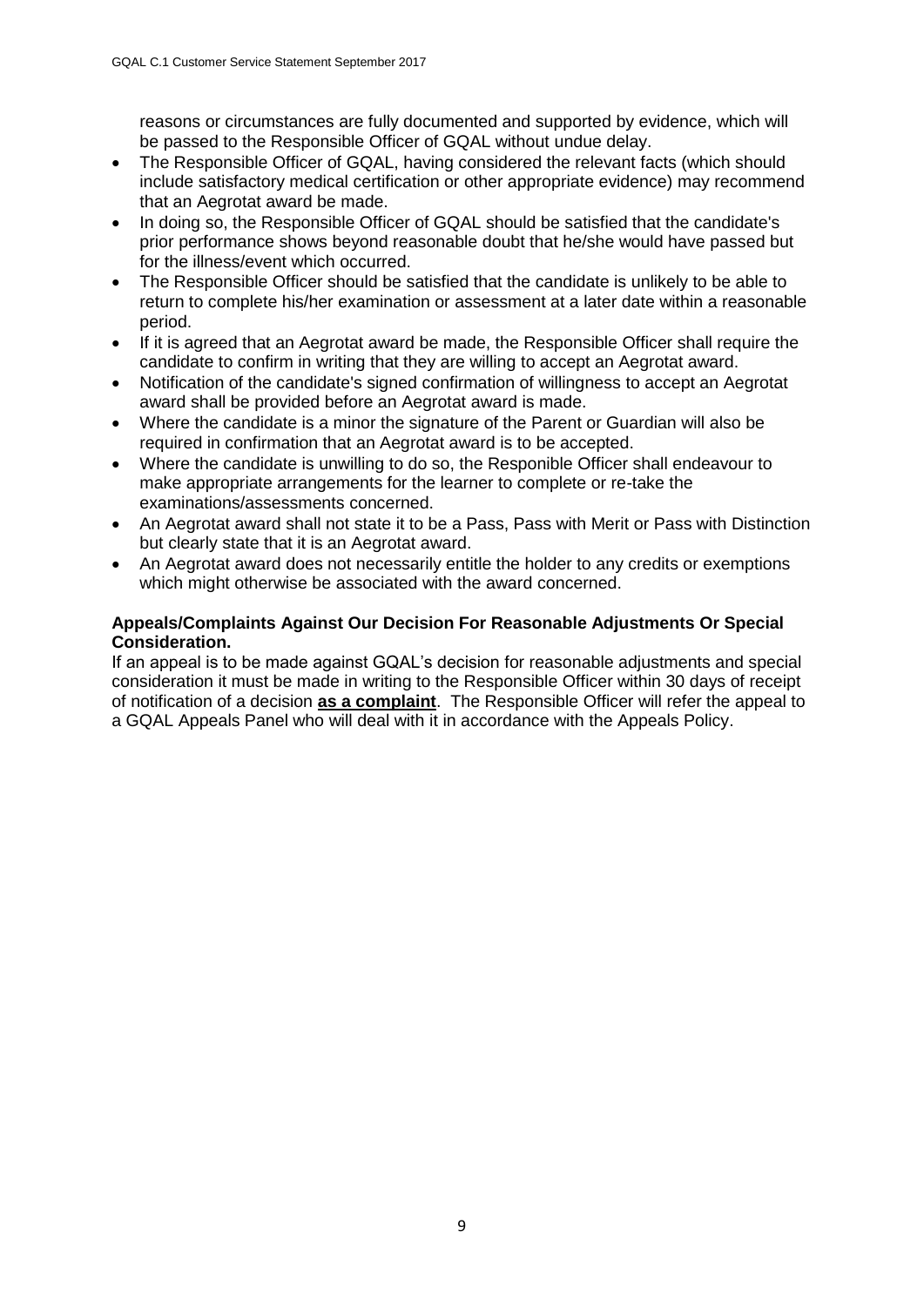reasons or circumstances are fully documented and supported by evidence, which will be passed to the Responsible Officer of GQAL without undue delay.

- The Responsible Officer of GQAL, having considered the relevant facts (which should include satisfactory medical certification or other appropriate evidence) may recommend that an Aegrotat award be made.
- In doing so, the Responsible Officer of GQAL should be satisfied that the candidate's prior performance shows beyond reasonable doubt that he/she would have passed but for the illness/event which occurred.
- The Responsible Officer should be satisfied that the candidate is unlikely to be able to return to complete his/her examination or assessment at a later date within a reasonable period.
- If it is agreed that an Aegrotat award be made, the Responsible Officer shall require the candidate to confirm in writing that they are willing to accept an Aegrotat award.
- Notification of the candidate's signed confirmation of willingness to accept an Aegrotat award shall be provided before an Aegrotat award is made.
- Where the candidate is a minor the signature of the Parent or Guardian will also be required in confirmation that an Aegrotat award is to be accepted.
- Where the candidate is unwilling to do so, the Responible Officer shall endeavour to make appropriate arrangements for the learner to complete or re-take the examinations/assessments concerned.
- An Aegrotat award shall not state it to be a Pass, Pass with Merit or Pass with Distinction but clearly state that it is an Aegrotat award.
- An Aegrotat award does not necessarily entitle the holder to any credits or exemptions which might otherwise be associated with the award concerned.

**Appeals/Complaints Against Our Decision For Reasonable Adjustments Or Special Consideration.**

If an appeal is to be made against GQAL's decision for reasonable adjustments and special consideration it must be made in writing to the Responsible Officer within 30 days of receipt of notification of a decision **as a complaint**. The Responsible Officer will refer the appeal to a GQAL Appeals Panel who will deal with it in accordance with the Appeals Policy.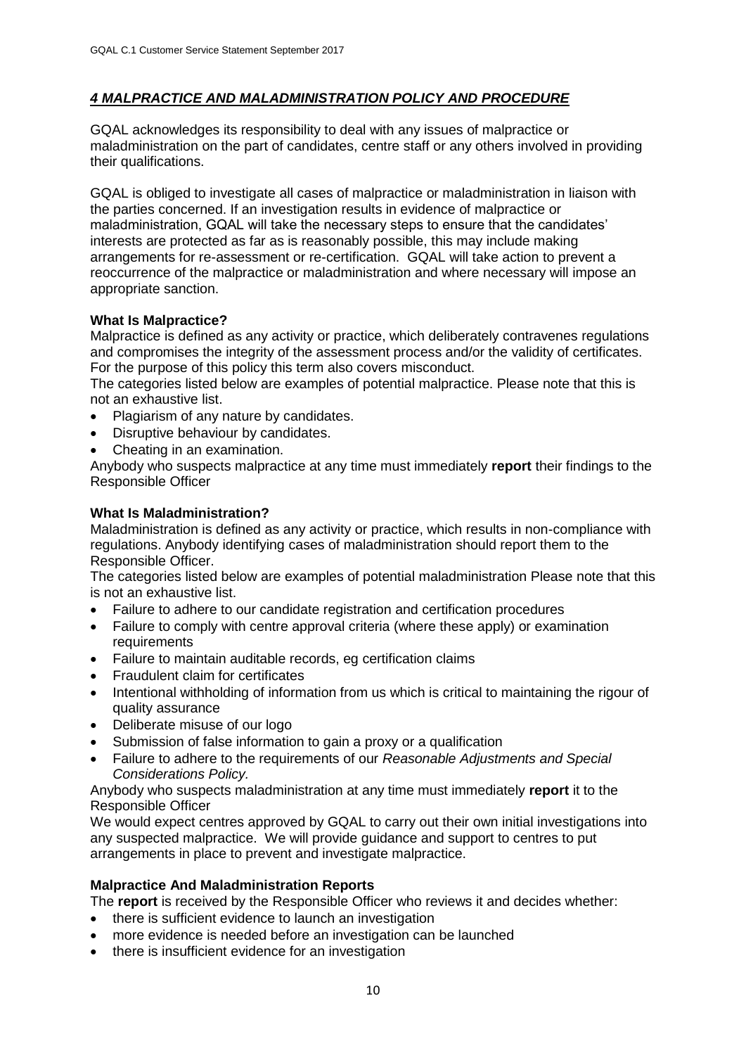## *4 MALPRACTICE AND MALADMINISTRATION POLICY AND PROCEDURE*

GQAL acknowledges its responsibility to deal with any issues of malpractice or maladministration on the part of candidates, centre staff or any others involved in providing their qualifications.

GQAL is obliged to investigate all cases of malpractice or maladministration in liaison with the parties concerned. If an investigation results in evidence of malpractice or maladministration, GQAL will take the necessary steps to ensure that the candidates' interests are protected as far as is reasonably possible, this may include making arrangements for re-assessment or re-certification. GQAL will take action to prevent a reoccurrence of the malpractice or maladministration and where necessary will impose an appropriate sanction.

### What Is Malpractice?

Malpractice is defined as any activity or practice, which deliberately contravenes regulations and compromises the integrity of the assessment process and/or the validity of certificates. For the purpose of this policy this term also covers misconduct.

The categories listed below are examples of potential malpractice. Please note that this is not an exhaustive list.

- Plagiarism of any nature by candidates.
- Disruptive behaviour by candidates.
- Cheating in an examination.

Anybody who suspects malpractice at any time must immediately **report** their findings to the Responsible Officer

### What Is Maladministration?

Maladministration is defined as any activity or practice, which results in non-compliance with regulations. Anybody identifying cases of maladministration should report them to the Responsible Officer.

The categories listed below are examples of potential maladministration Please note that this is not an exhaustive list.

- Failure to adhere to our candidate registration and certification procedures
- Failure to comply with centre approval criteria (where these apply) or examination requirements
- Failure to maintain auditable records, eg certification claims
- Fraudulent claim for certificates
- Intentional withholding of information from us which is critical to maintaining the rigour of quality assurance
- Deliberate misuse of our logo
- Submission of false information to gain a proxy or a qualification
- Failure to adhere to the requirements of our *Reasonable Adjustments and Special Considerations Policy.*

Anybody who suspects maladministration at any time must immediately **report** it to the Responsible Officer

We would expect centres approved by GQAL to carry out their own initial investigations into any suspected malpractice. We will provide guidance and support to centres to put arrangements in place to prevent and investigate malpractice.

### Malpractice And Maladministration Reports

The **report** is received by the Responsible Officer who reviews it and decides whether:

- there is sufficient evidence to launch an investigation
- more evidence is needed before an investigation can be launched
- there is insufficient evidence for an investigation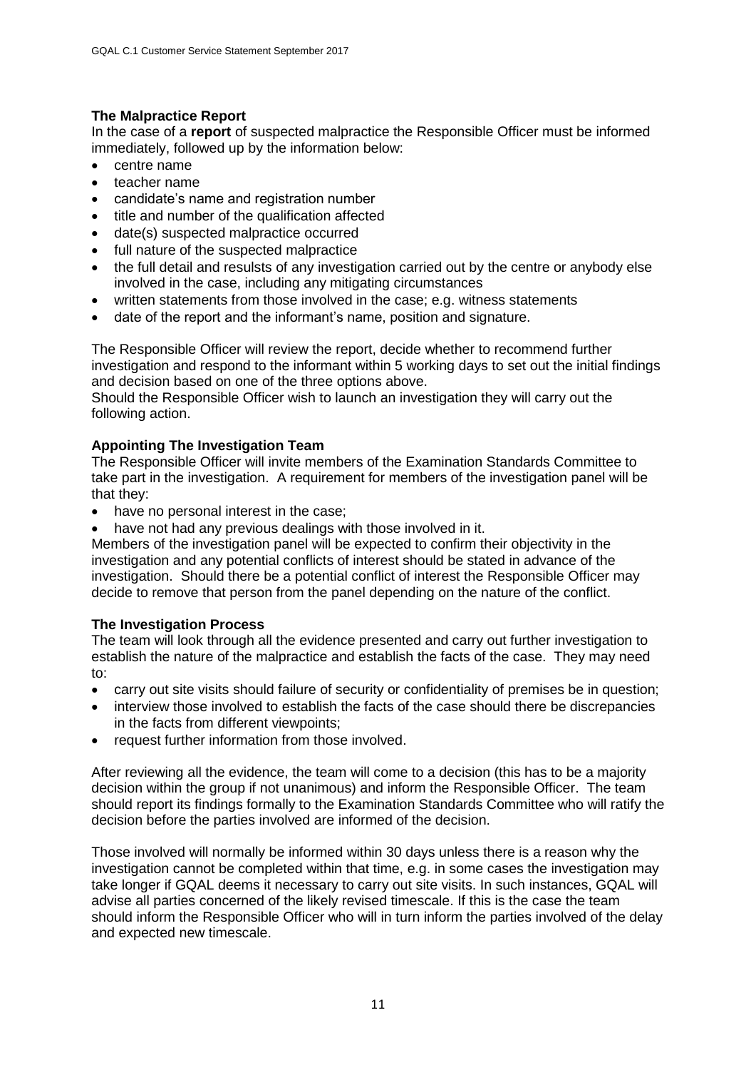### The Malpractice Report

In the case of a **report** of suspected malpractice the Responsible Officer must be informed immediately, followed up by the information below:

- centre name
- teacher name
- candidate's name and registration number
- title and number of the qualification affected
- date(s) suspected malpractice occurred
- full nature of the suspected malpractice
- the full detail and resulsts of any investigation carried out by the centre or anybody else involved in the case, including any mitigating circumstances
- written statements from those involved in the case; e.g. witness statements
- date of the report and the informant's name, position and signature.

The Responsible Officer will review the report, decide whether to recommend further investigation and respond to the informant within 5 working days to set out the initial findings and decision based on one of the three options above.
Should the Responsible Officer wish to launch an investigation they will carry out the following action.

### Appointing The Investigation Team

The Responsible Officer will invite members of the Examination Standards Committee to take part in the investigation. A requirement for members of the investigation panel will be that they:

- have no personal interest in the case;
- have not had any previous dealings with those involved in it.

Members of the investigation panel will be expected to confirm their objectivity in the investigation and any potential conflicts of interest should be stated in advance of the investigation. Should there be a potential conflict of interest the Responsible Officer may decide to remove that person from the panel depending on the nature of the conflict.

### The Investigation Process

The team will look through all the evidence presented and carry out further investigation to establish the nature of the malpractice and establish the facts of the case. They may need to:

- carry out site visits should failure of security or confidentiality of premises be in question;
- interview those involved to establish the facts of the case should there be discrepancies in the facts from different viewpoints;
- request further information from those involved.

After reviewing all the evidence, the team will come to a decision (this has to be a majority decision within the group if not unanimous) and inform the Responsible Officer. The team should report its findings formally to the Examination Standards Committee who will ratify the decision before the parties involved are informed of the decision.

Those involved will normally be informed within 30 days unless there is a reason why the investigation cannot be completed within that time, e.g. in some cases the investigation may take longer if GQAL deems it necessary to carry out site visits. In such instances, GQAL will advise all parties concerned of the likely revised timescale. If this is the case the team should inform the Responsible Officer who will in turn inform the parties involved of the delay and expected new timescale.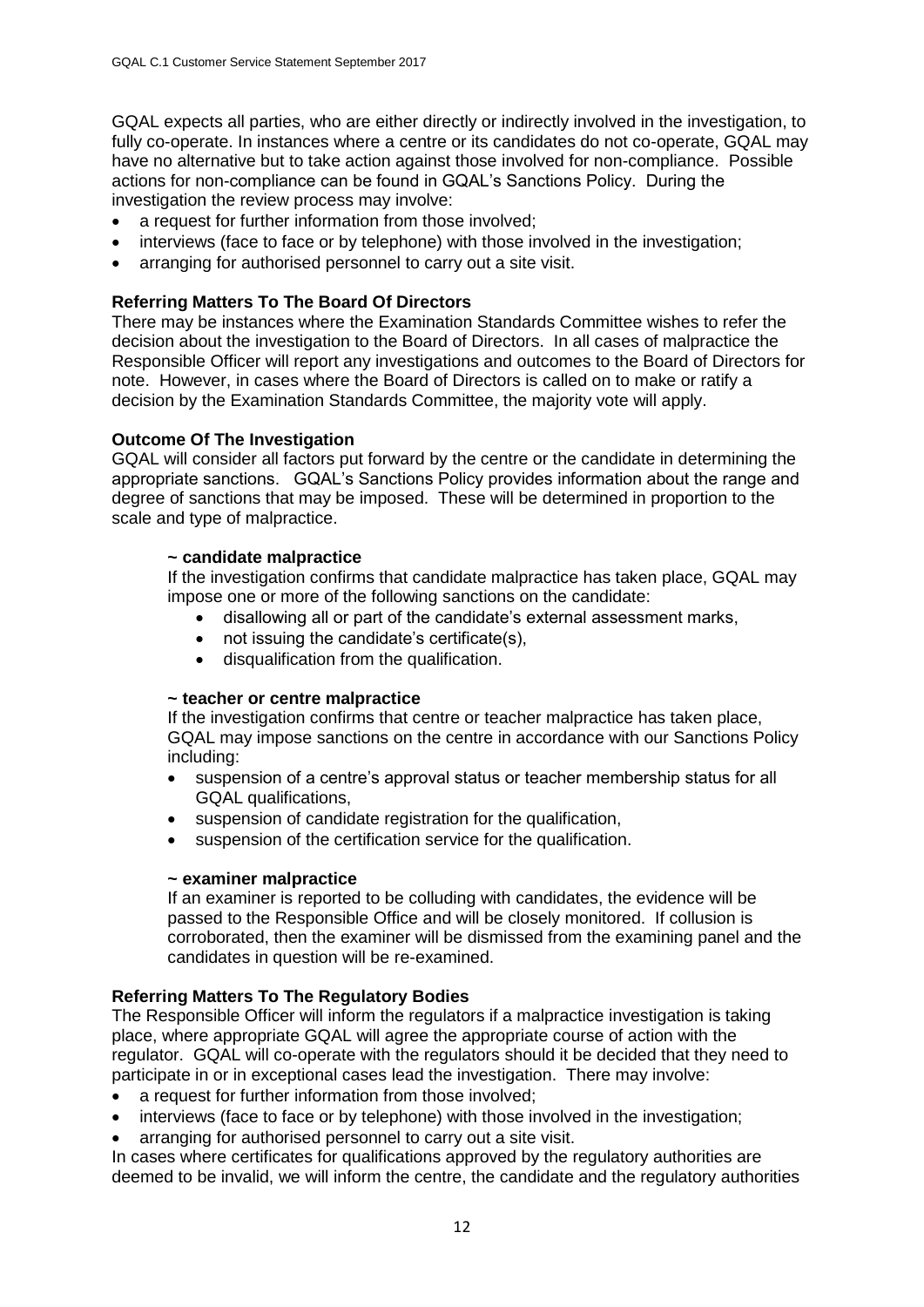GQAL expects all parties, who are either directly or indirectly involved in the investigation, to fully co-operate. In instances where a centre or its candidates do not co-operate, GQAL may have no alternative but to take action against those involved for non-compliance. Possible actions for non-compliance can be found in GQAL's Sanctions Policy. During the investigation the review process may involve:

- a request for further information from those involved;
- interviews (face to face or by telephone) with those involved in the investigation;
- arranging for authorised personnel to carry out a site visit.

**Referring Matters To The Board Of Directors**

There may be instances where the Examination Standards Committee wishes to refer the decision about the investigation to the Board of Directors. In all cases of malpractice the Responsible Officer will report any investigations and outcomes to the Board of Directors for note. However, in cases where the Board of Directors is called on to make or ratify a decision by the Examination Standards Committee, the majority vote will apply.

**Outcome Of The Investigation**

GQAL will consider all factors put forward by the centre or the candidate in determining the appropriate sanctions. GQAL's Sanctions Policy provides information about the range and degree of sanctions that may be imposed. These will be determined in proportion to the scale and type of malpractice.

**~ candidate malpractice**

If the investigation confirms that candidate malpractice has taken place, GQAL may impose one or more of the following sanctions on the candidate:

- disallowing all or part of the candidate's external assessment marks,
- not issuing the candidate's certificate(s),
- disqualification from the qualification.

**~ teacher or centre malpractice**

If the investigation confirms that centre or teacher malpractice has taken place, GQAL may impose sanctions on the centre in accordance with our Sanctions Policy including:

- suspension of a centre's approval status or teacher membership status for all GQAL qualifications,
- suspension of candidate registration for the qualification,
- suspension of the certification service for the qualification.

**~ examiner malpractice**

If an examiner is reported to be colluding with candidates, the evidence will be passed to the Responsible Office and will be closely monitored. If collusion is corroborated, then the examiner will be dismissed from the examining panel and the candidates in question will be re-examined.

**Referring Matters To The Regulatory Bodies**

The Responsible Officer will inform the regulators if a malpractice investigation is taking place, where appropriate GQAL will agree the appropriate course of action with the regulator. GQAL will co-operate with the regulators should it be decided that they need to participate in or in exceptional cases lead the investigation. There may involve:

- a request for further information from those involved;
- interviews (face to face or by telephone) with those involved in the investigation;
- arranging for authorised personnel to carry out a site visit.

In cases where certificates for qualifications approved by the regulatory authorities are deemed to be invalid, we will inform the centre, the candidate and the regulatory authorities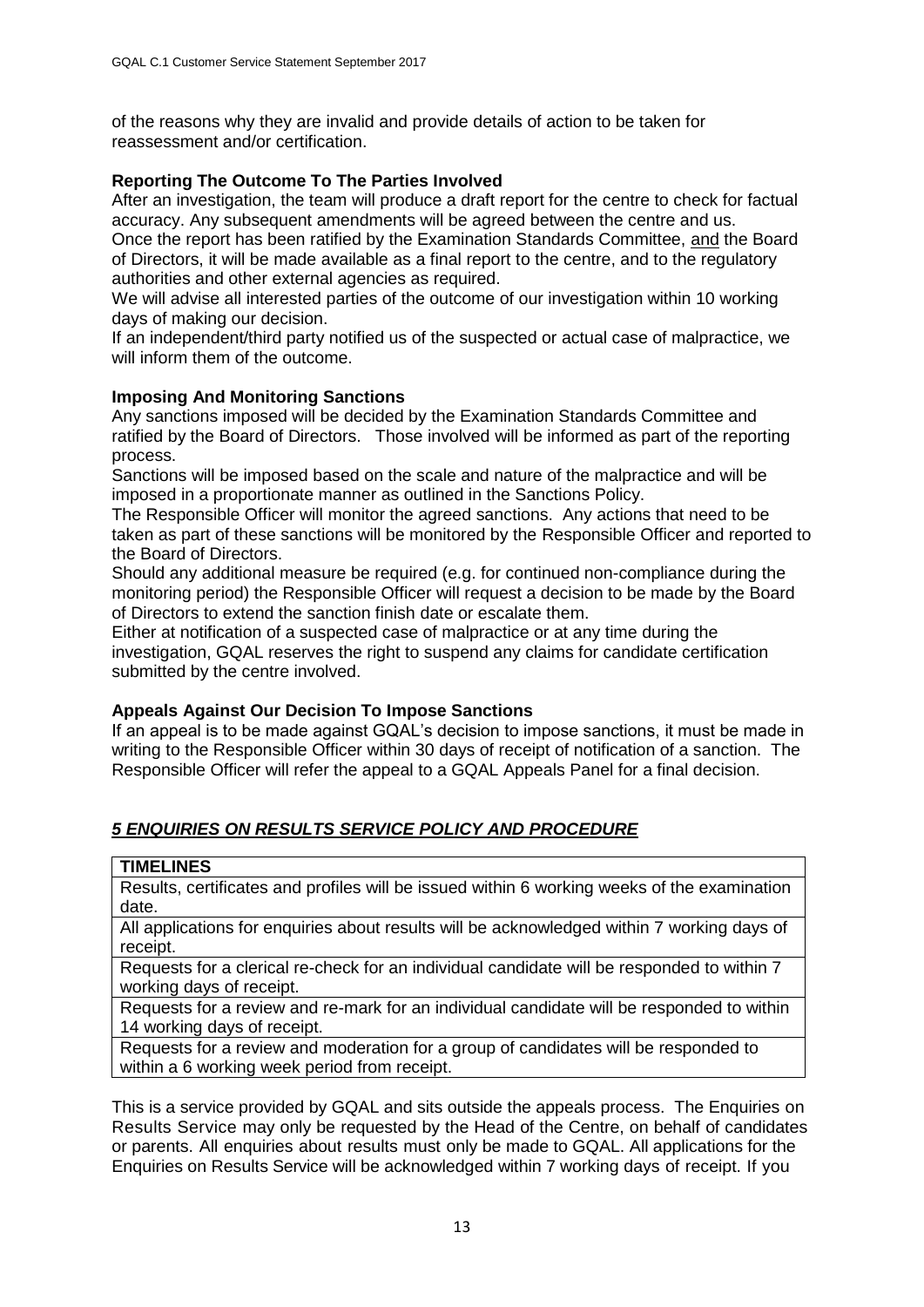of the reasons why they are invalid and provide details of action to be taken for reassessment and/or certification.

**Reporting The Outcome To The Parties Involved**

After an investigation, the team will produce a draft report for the centre to check for factual accuracy. Any subsequent amendments will be agreed between the centre and us.

Once the report has been ratified by the Examination Standards Committee, and the Board of Directors, it will be made available as a final report to the centre, and to the regulatory authorities and other external agencies as required.

We will advise all interested parties of the outcome of our investigation within 10 working days of making our decision.

If an independent/third party notified us of the suspected or actual case of malpractice, we will inform them of the outcome.

**Imposing And Monitoring Sanctions**

Any sanctions imposed will be decided by the Examination Standards Committee and ratified by the Board of Directors. Those involved will be informed as part of the reporting process.

Sanctions will be imposed based on the scale and nature of the malpractice and will be imposed in a proportionate manner as outlined in the Sanctions Policy.

The Responsible Officer will monitor the agreed sanctions. Any actions that need to be taken as part of these sanctions will be monitored by the Responsible Officer and reported to the Board of Directors.

Should any additional measure be required (e.g. for continued non-compliance during the monitoring period) the Responsible Officer will request a decision to be made by the Board of Directors to extend the sanction finish date or escalate them.

Either at notification of a suspected case of malpractice or at any time during the investigation, GQAL reserves the right to suspend any claims for candidate certification submitted by the centre involved.

**Appeals Against Our Decision To Impose Sanctions**

If an appeal is to be made against GQAL's decision to impose sanctions, it must be made in writing to the Responsible Officer within 30 days of receipt of notification of a sanction. The Responsible Officer will refer the appeal to a GQAL Appeals Panel for a final decision.

## ***5 ENQUIRIES ON RESULTS SERVICE POLICY AND PROCEDURE***

| **TIMELINES** |
| --- |
| Results, certificates and profiles will be issued within 6 working weeks of the examination date. |
| All applications for enquiries about results will be acknowledged within 7 working days of receipt. |
| Requests for a clerical re-check for an individual candidate will be responded to within 7 working days of receipt. |
| Requests for a review and re-mark for an individual candidate will be responded to within 14 working days of receipt. |
| Requests for a review and moderation for a group of candidates will be responded to within a 6 working week period from receipt. |

This is a service provided by GQAL and sits outside the appeals process. The Enquiries on Results Service may only be requested by the Head of the Centre, on behalf of candidates or parents. All enquiries about results must only be made to GQAL. All applications for the Enquiries on Results Service will be acknowledged within 7 working days of receipt. If you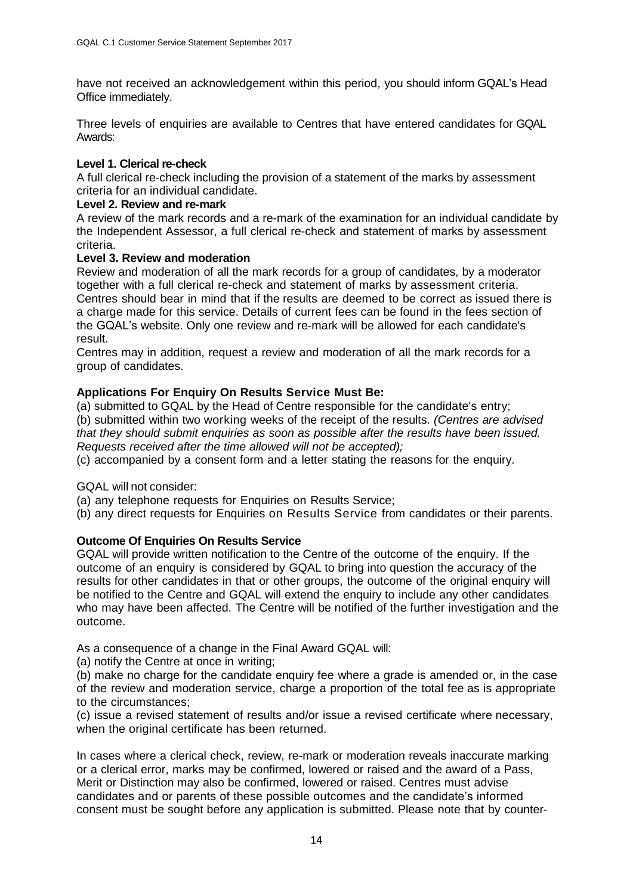have not received an acknowledgement within this period, you should inform GQAL's Head Office immediately.

Three levels of enquiries are available to Centres that have entered candidates for GQAL Awards:

**Level 1. Clerical re-check**
A full clerical re-check including the provision of a statement of the marks by assessment criteria for an individual candidate.

**Level 2. Review and re-mark**
A review of the mark records and a re-mark of the examination for an individual candidate by the Independent Assessor, a full clerical re-check and statement of marks by assessment criteria.

**Level 3. Review and moderation**
Review and moderation of all the mark records for a group of candidates, by a moderator together with a full clerical re-check and statement of marks by assessment criteria.
Centres should bear in mind that if the results are deemed to be correct as issued there is a charge made for this service. Details of current fees can be found in the fees section of the GQAL's website. Only one review and re-mark will be allowed for each candidate's result.
Centres may in addition, request a review and moderation of all the mark records for a group of candidates.

**Applications For Enquiry On Results Service Must Be:**

(a) submitted to GQAL by the Head of Centre responsible for the candidate's entry;
(b) submitted within two working weeks of the receipt of the results. *(Centres are advised that they should submit enquiries as soon as possible after the results have been issued. Requests received after the time allowed will not be accepted);*
(c) accompanied by a consent form and a letter stating the reasons for the enquiry.

GQAL will not consider:

(a) any telephone requests for Enquiries on Results Service;
(b) any direct requests for Enquiries on Results Service from candidates or their parents.

**Outcome Of Enquiries On Results Service**

GQAL will provide written notification to the Centre of the outcome of the enquiry. If the outcome of an enquiry is considered by GQAL to bring into question the accuracy of the results for other candidates in that or other groups, the outcome of the original enquiry will be notified to the Centre and GQAL will extend the enquiry to include any other candidates who may have been affected. The Centre will be notified of the further investigation and the outcome.

As a consequence of a change in the Final Award GQAL will:

(a) notify the Centre at once in writing;
(b) make no charge for the candidate enquiry fee where a grade is amended or, in the case of the review and moderation service, charge a proportion of the total fee as is appropriate to the circumstances;
(c) issue a revised statement of results and/or issue a revised certificate where necessary, when the original certificate has been returned.

In cases where a clerical check, review, re-mark or moderation reveals inaccurate marking or a clerical error, marks may be confirmed, lowered or raised and the award of a Pass, Merit or Distinction may also be confirmed, lowered or raised. Centres must advise candidates and or parents of these possible outcomes and the candidate's informed consent must be sought before any application is submitted. Please note that by counter-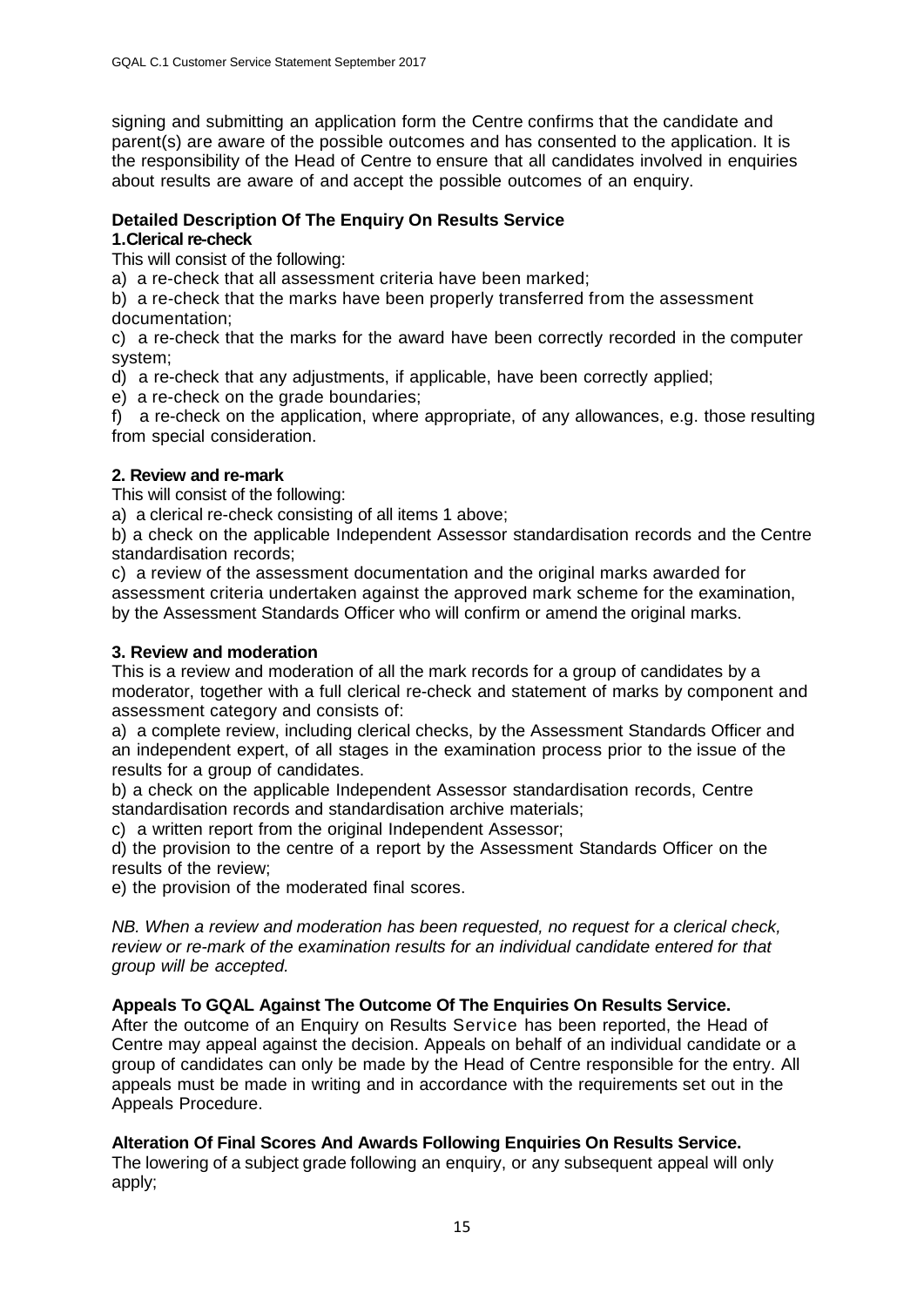signing and submitting an application form the Centre confirms that the candidate and parent(s) are aware of the possible outcomes and has consented to the application. It is the responsibility of the Head of Centre to ensure that all candidates involved in enquiries about results are aware of and accept the possible outcomes of an enquiry.

### Detailed Description Of The Enquiry On Results Service

**1. Clerical re-check**

This will consist of the following:

a) a re-check that all assessment criteria have been marked;

b) a re-check that the marks have been properly transferred from the assessment documentation;

c) a re-check that the marks for the award have been correctly recorded in the computer system;

d) a re-check that any adjustments, if applicable, have been correctly applied;

e) a re-check on the grade boundaries;

f) a re-check on the application, where appropriate, of any allowances, e.g. those resulting from special consideration.

**2. Review and re-mark**

This will consist of the following:

a) a clerical re-check consisting of all items 1 above;

b) a check on the applicable Independent Assessor standardisation records and the Centre standardisation records;

c) a review of the assessment documentation and the original marks awarded for assessment criteria undertaken against the approved mark scheme for the examination, by the Assessment Standards Officer who will confirm or amend the original marks.

**3. Review and moderation**

This is a review and moderation of all the mark records for a group of candidates by a moderator, together with a full clerical re-check and statement of marks by component and assessment category and consists of:

a) a complete review, including clerical checks, by the Assessment Standards Officer and an independent expert, of all stages in the examination process prior to the issue of the results for a group of candidates.

b) a check on the applicable Independent Assessor standardisation records, Centre standardisation records and standardisation archive materials;

c) a written report from the original Independent Assessor;

d) the provision to the centre of a report by the Assessment Standards Officer on the results of the review;

e) the provision of the moderated final scores.

*NB. When a review and moderation has been requested, no request for a clerical check, review or re-mark of the examination results for an individual candidate entered for that group will be accepted.*

### Appeals To GQAL Against The Outcome Of The Enquiries On Results Service.

After the outcome of an Enquiry on Results Service has been reported, the Head of Centre may appeal against the decision. Appeals on behalf of an individual candidate or a group of candidates can only be made by the Head of Centre responsible for the entry. All appeals must be made in writing and in accordance with the requirements set out in the Appeals Procedure.

### Alteration Of Final Scores And Awards Following Enquiries On Results Service.

The lowering of a subject grade following an enquiry, or any subsequent appeal will only apply;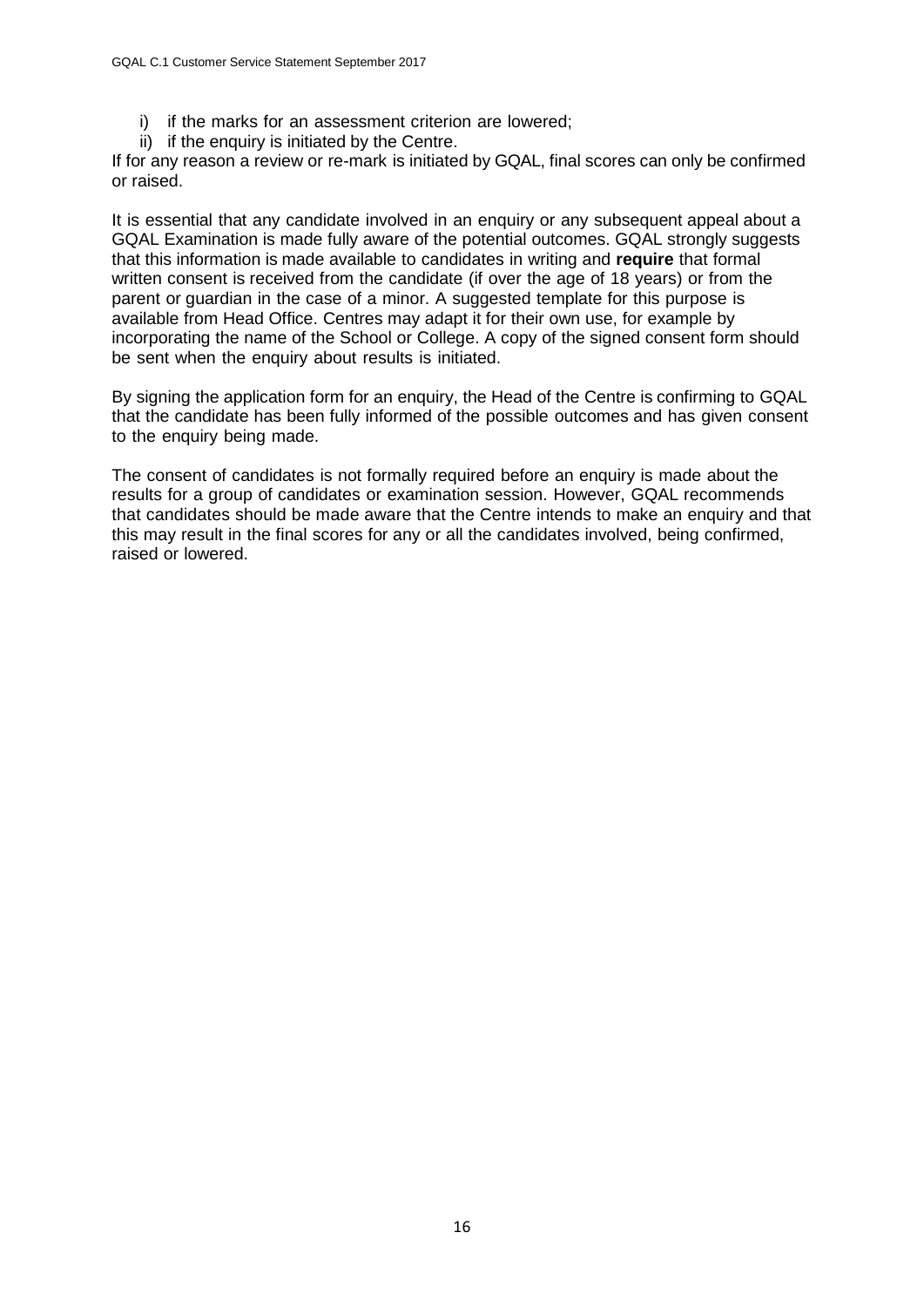i) if the marks for an assessment criterion are lowered;
ii) if the enquiry is initiated by the Centre.

If for any reason a review or re-mark is initiated by GQAL, final scores can only be confirmed or raised.

It is essential that any candidate involved in an enquiry or any subsequent appeal about a GQAL Examination is made fully aware of the potential outcomes. GQAL strongly suggests that this information is made available to candidates in writing and **require** that formal written consent is received from the candidate (if over the age of 18 years) or from the parent or guardian in the case of a minor. A suggested template for this purpose is available from Head Office. Centres may adapt it for their own use, for example by incorporating the name of the School or College. A copy of the signed consent form should be sent when the enquiry about results is initiated.

By signing the application form for an enquiry, the Head of the Centre is confirming to GQAL that the candidate has been fully informed of the possible outcomes and has given consent to the enquiry being made.

The consent of candidates is not formally required before an enquiry is made about the results for a group of candidates or examination session. However, GQAL recommends that candidates should be made aware that the Centre intends to make an enquiry and that this may result in the final scores for any or all the candidates involved, being confirmed, raised or lowered.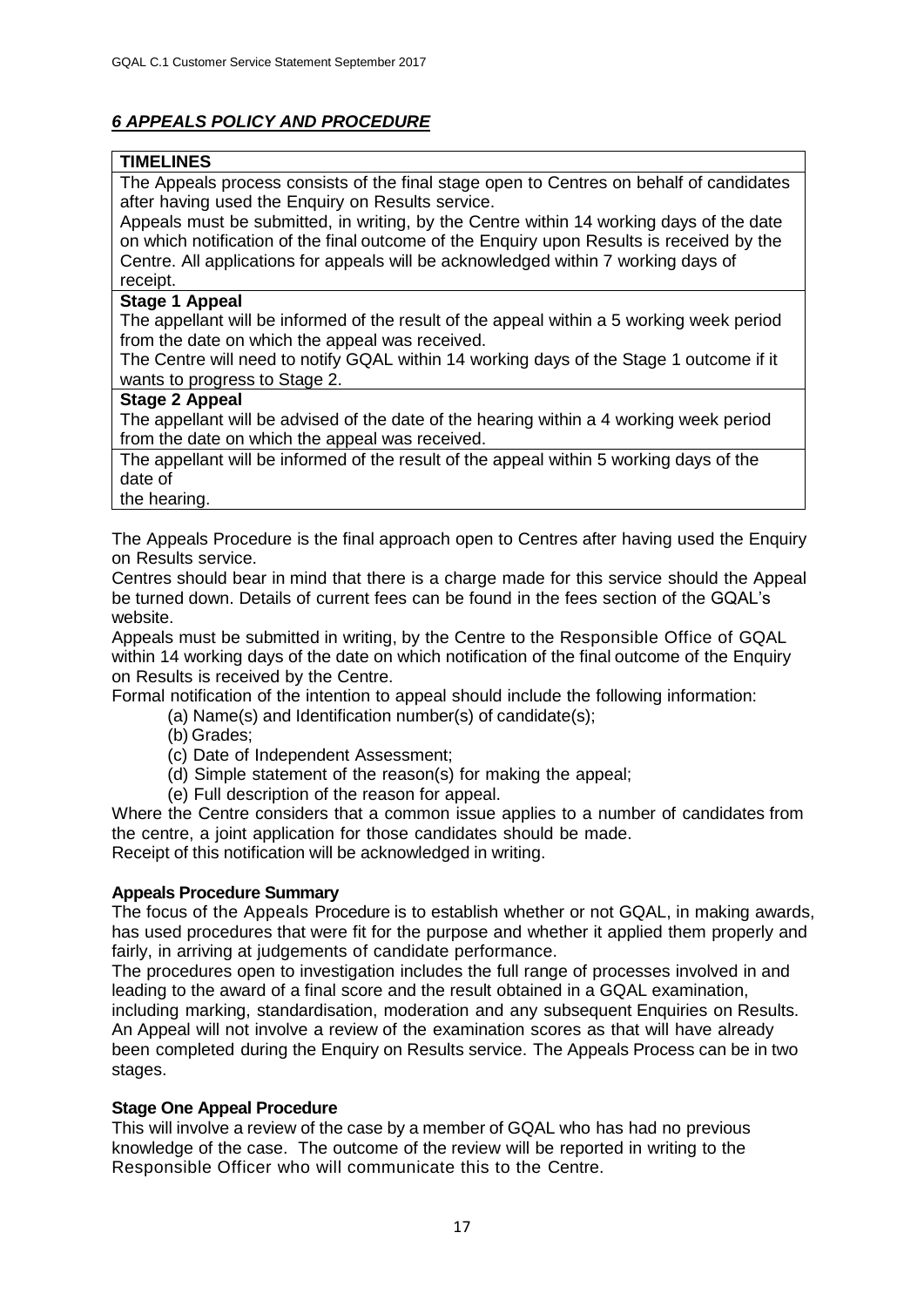## *6 APPEALS POLICY AND PROCEDURE*

| **TIMELINES** |
| --- |
| The Appeals process consists of the final stage open to Centres on behalf of candidates after having used the Enquiry on Results service.<br>Appeals must be submitted, in writing, by the Centre within 14 working days of the date on which notification of the final outcome of the Enquiry upon Results is received by the Centre. All applications for appeals will be acknowledged within 7 working days of receipt. |
| **Stage 1 Appeal**<br>The appellant will be informed of the result of the appeal within a 5 working week period from the date on which the appeal was received.<br>The Centre will need to notify GQAL within 14 working days of the Stage 1 outcome if it wants to progress to Stage 2. |
| **Stage 2 Appeal**<br>The appellant will be advised of the date of the hearing within a 4 working week period from the date on which the appeal was received. |
| The appellant will be informed of the result of the appeal within 5 working days of the date of the hearing. |

The Appeals Procedure is the final approach open to Centres after having used the Enquiry on Results service.

Centres should bear in mind that there is a charge made for this service should the Appeal be turned down. Details of current fees can be found in the fees section of the GQAL's website.

Appeals must be submitted in writing, by the Centre to the Responsible Office of GQAL within 14 working days of the date on which notification of the final outcome of the Enquiry on Results is received by the Centre.

Formal notification of the intention to appeal should include the following information:

(a) Name(s) and Identification number(s) of candidate(s);
(b) Grades;
(c) Date of Independent Assessment;
(d) Simple statement of the reason(s) for making the appeal;
(e) Full description of the reason for appeal.

Where the Centre considers that a common issue applies to a number of candidates from the centre, a joint application for those candidates should be made.

Receipt of this notification will be acknowledged in writing.

**Appeals Procedure Summary**

The focus of the Appeals Procedure is to establish whether or not GQAL, in making awards, has used procedures that were fit for the purpose and whether it applied them properly and fairly, in arriving at judgements of candidate performance.

The procedures open to investigation includes the full range of processes involved in and leading to the award of a final score and the result obtained in a GQAL examination, including marking, standardisation, moderation and any subsequent Enquiries on Results. An Appeal will not involve a review of the examination scores as that will have already been completed during the Enquiry on Results service. The Appeals Process can be in two stages.

**Stage One Appeal Procedure**

This will involve a review of the case by a member of GQAL who has had no previous knowledge of the case. The outcome of the review will be reported in writing to the Responsible Officer who will communicate this to the Centre.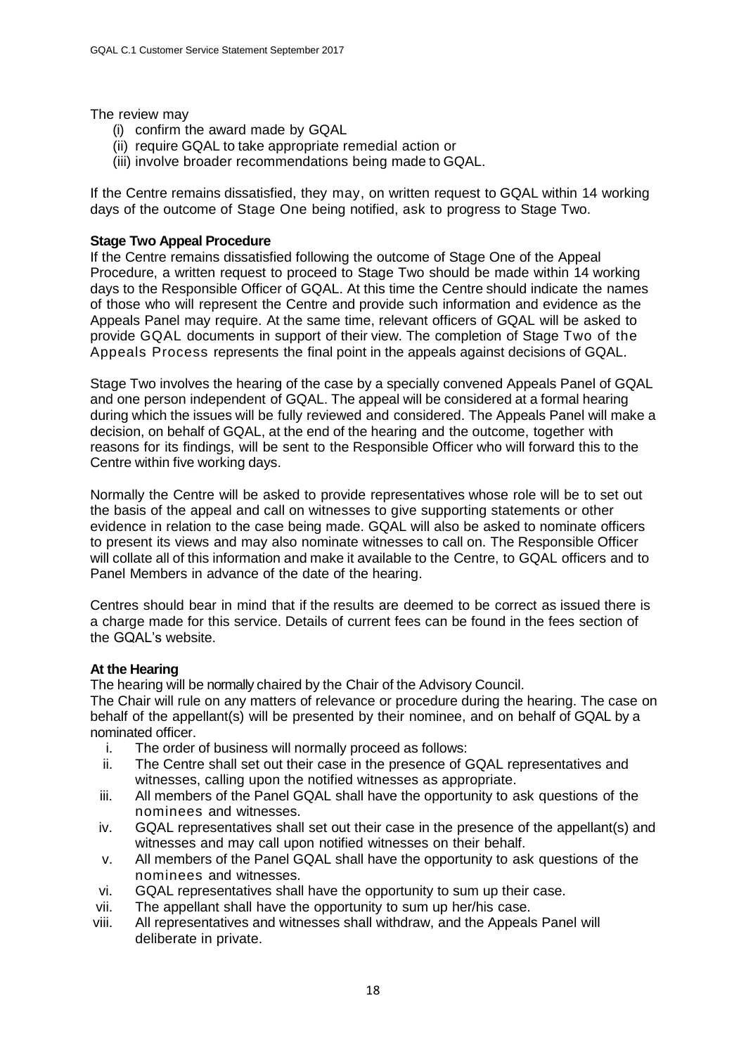The review may

(i) confirm the award made by GQAL
(ii) require GQAL to take appropriate remedial action or
(iii) involve broader recommendations being made to GQAL.

If the Centre remains dissatisfied, they may, on written request to GQAL within 14 working days of the outcome of Stage One being notified, ask to progress to Stage Two.

**Stage Two Appeal Procedure**

If the Centre remains dissatisfied following the outcome of Stage One of the Appeal Procedure, a written request to proceed to Stage Two should be made within 14 working days to the Responsible Officer of GQAL. At this time the Centre should indicate the names of those who will represent the Centre and provide such information and evidence as the Appeals Panel may require. At the same time, relevant officers of GQAL will be asked to provide GQAL documents in support of their view. The completion of Stage Two of the Appeals Process represents the final point in the appeals against decisions of GQAL.

Stage Two involves the hearing of the case by a specially convened Appeals Panel of GQAL and one person independent of GQAL. The appeal will be considered at a formal hearing during which the issues will be fully reviewed and considered. The Appeals Panel will make a decision, on behalf of GQAL, at the end of the hearing and the outcome, together with reasons for its findings, will be sent to the Responsible Officer who will forward this to the Centre within five working days.

Normally the Centre will be asked to provide representatives whose role will be to set out the basis of the appeal and call on witnesses to give supporting statements or other evidence in relation to the case being made. GQAL will also be asked to nominate officers to present its views and may also nominate witnesses to call on. The Responsible Officer will collate all of this information and make it available to the Centre, to GQAL officers and to Panel Members in advance of the date of the hearing.

Centres should bear in mind that if the results are deemed to be correct as issued there is a charge made for this service. Details of current fees can be found in the fees section of the GQAL's website.

**At the Hearing**

The hearing will be normally chaired by the Chair of the Advisory Council.
The Chair will rule on any matters of relevance or procedure during the hearing. The case on behalf of the appellant(s) will be presented by their nominee, and on behalf of GQAL by a nominated officer.

i. The order of business will normally proceed as follows:
ii. The Centre shall set out their case in the presence of GQAL representatives and witnesses, calling upon the notified witnesses as appropriate.
iii. All members of the Panel GQAL shall have the opportunity to ask questions of the nominees and witnesses.
iv. GQAL representatives shall set out their case in the presence of the appellant(s) and witnesses and may call upon notified witnesses on their behalf.
v. All members of the Panel GQAL shall have the opportunity to ask questions of the nominees and witnesses.
vi. GQAL representatives shall have the opportunity to sum up their case.
vii. The appellant shall have the opportunity to sum up her/his case.
viii. All representatives and witnesses shall withdraw, and the Appeals Panel will deliberate in private.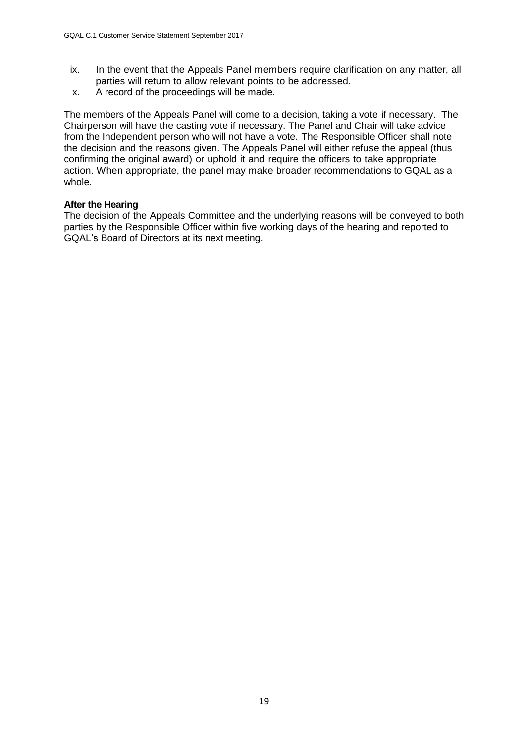ix. In the event that the Appeals Panel members require clarification on any matter, all parties will return to allow relevant points to be addressed.
x. A record of the proceedings will be made.

The members of the Appeals Panel will come to a decision, taking a vote if necessary. The Chairperson will have the casting vote if necessary. The Panel and Chair will take advice from the Independent person who will not have a vote. The Responsible Officer shall note the decision and the reasons given. The Appeals Panel will either refuse the appeal (thus confirming the original award) or uphold it and require the officers to take appropriate action. When appropriate, the panel may make broader recommendations to GQAL as a whole.

**After the Hearing**

The decision of the Appeals Committee and the underlying reasons will be conveyed to both parties by the Responsible Officer within five working days of the hearing and reported to GQAL's Board of Directors at its next meeting.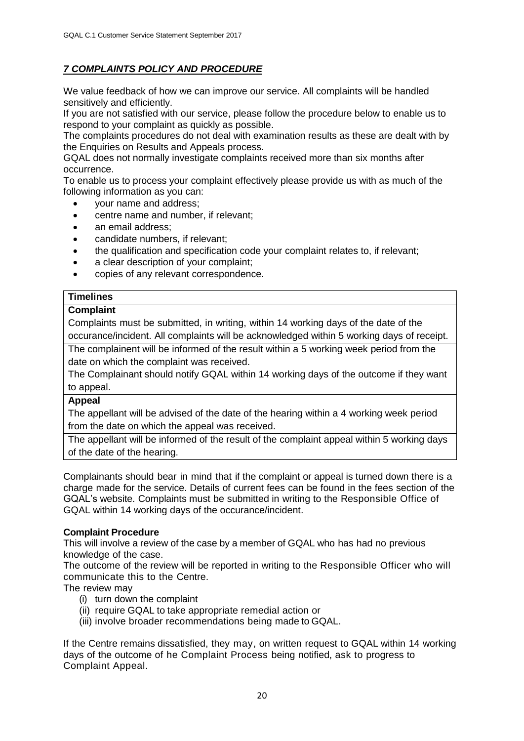## *7 COMPLAINTS POLICY AND PROCEDURE*

We value feedback of how we can improve our service. All complaints will be handled sensitively and efficiently.
If you are not satisfied with our service, please follow the procedure below to enable us to respond to your complaint as quickly as possible.
The complaints procedures do not deal with examination results as these are dealt with by the Enquiries on Results and Appeals process.
GQAL does not normally investigate complaints received more than six months after occurrence.
To enable us to process your complaint effectively please provide us with as much of the following information as you can:

- your name and address;
- centre name and number, if relevant;
- an email address;
- candidate numbers, if relevant;
- the qualification and specification code your complaint relates to, if relevant;
- a clear description of your complaint;
- copies of any relevant correspondence.

| **Timelines** |
| --- |
| **Complaint** |
| Complaints must be submitted, in writing, within 14 working days of the date of the occurance/incident. All complaints will be acknowledged within 5 working days of receipt. |
| The complainent will be informed of the result within a 5 working week period from the date on which the complaint was received.<br>The Complainant should notify GQAL within 14 working days of the outcome if they want to appeal. |
| **Appeal** |
| The appellant will be advised of the date of the hearing within a 4 working week period from the date on which the appeal was received. |
| The appellant will be informed of the result of the complaint appeal within 5 working days of the date of the hearing. |

Complainants should bear in mind that if the complaint or appeal is turned down there is a charge made for the service. Details of current fees can be found in the fees section of the GQAL's website. Complaints must be submitted in writing to the Responsible Office of GQAL within 14 working days of the occurance/incident.

**Complaint Procedure**

This will involve a review of the case by a member of GQAL who has had no previous knowledge of the case.
The outcome of the review will be reported in writing to the Responsible Officer who will communicate this to the Centre.
The review may

(i) turn down the complaint
(ii) require GQAL to take appropriate remedial action or
(iii) involve broader recommendations being made to GQAL.

If the Centre remains dissatisfied, they may, on written request to GQAL within 14 working days of the outcome of he Complaint Process being notified, ask to progress to Complaint Appeal.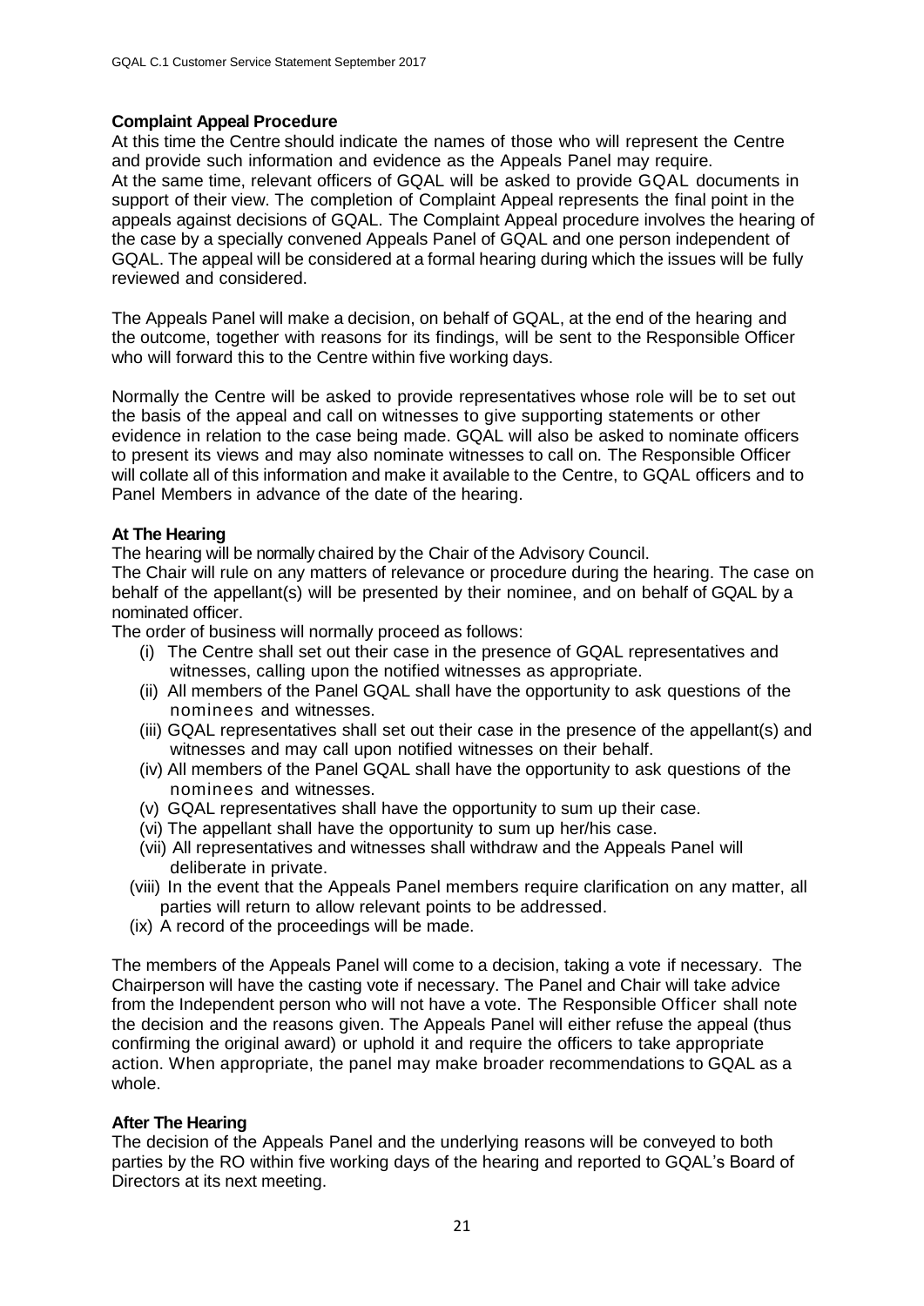### Complaint Appeal Procedure

At this time the Centre should indicate the names of those who will represent the Centre and provide such information and evidence as the Appeals Panel may require. At the same time, relevant officers of GQAL will be asked to provide GQAL documents in support of their view. The completion of Complaint Appeal represents the final point in the appeals against decisions of GQAL. The Complaint Appeal procedure involves the hearing of the case by a specially convened Appeals Panel of GQAL and one person independent of GQAL. The appeal will be considered at a formal hearing during which the issues will be fully reviewed and considered.

The Appeals Panel will make a decision, on behalf of GQAL, at the end of the hearing and the outcome, together with reasons for its findings, will be sent to the Responsible Officer who will forward this to the Centre within five working days.

Normally the Centre will be asked to provide representatives whose role will be to set out the basis of the appeal and call on witnesses to give supporting statements or other evidence in relation to the case being made. GQAL will also be asked to nominate officers to present its views and may also nominate witnesses to call on. The Responsible Officer will collate all of this information and make it available to the Centre, to GQAL officers and to Panel Members in advance of the date of the hearing.

### At The Hearing

The hearing will be normally chaired by the Chair of the Advisory Council.

The Chair will rule on any matters of relevance or procedure during the hearing. The case on behalf of the appellant(s) will be presented by their nominee, and on behalf of GQAL by a nominated officer.

The order of business will normally proceed as follows:

- (i) The Centre shall set out their case in the presence of GQAL representatives and witnesses, calling upon the notified witnesses as appropriate.
- (ii) All members of the Panel GQAL shall have the opportunity to ask questions of the nominees and witnesses.
- (iii) GQAL representatives shall set out their case in the presence of the appellant(s) and witnesses and may call upon notified witnesses on their behalf.
- (iv) All members of the Panel GQAL shall have the opportunity to ask questions of the nominees and witnesses.
- (v) GQAL representatives shall have the opportunity to sum up their case.
- (vi) The appellant shall have the opportunity to sum up her/his case.
- (vii) All representatives and witnesses shall withdraw and the Appeals Panel will deliberate in private.
- (viii) In the event that the Appeals Panel members require clarification on any matter, all parties will return to allow relevant points to be addressed.
- (ix) A record of the proceedings will be made.

The members of the Appeals Panel will come to a decision, taking a vote if necessary. The Chairperson will have the casting vote if necessary. The Panel and Chair will take advice from the Independent person who will not have a vote. The Responsible Officer shall note the decision and the reasons given. The Appeals Panel will either refuse the appeal (thus confirming the original award) or uphold it and require the officers to take appropriate action. When appropriate, the panel may make broader recommendations to GQAL as a whole.

### After The Hearing

The decision of the Appeals Panel and the underlying reasons will be conveyed to both parties by the RO within five working days of the hearing and reported to GQAL's Board of Directors at its next meeting.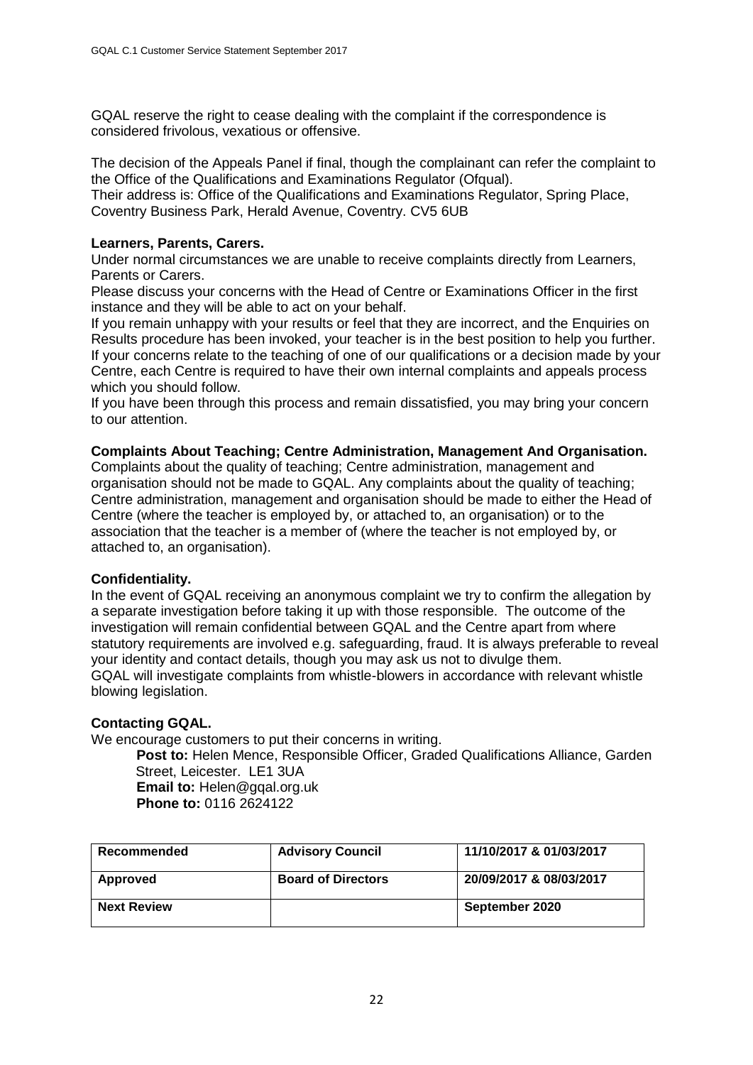GQAL reserve the right to cease dealing with the complaint if the correspondence is considered frivolous, vexatious or offensive.

The decision of the Appeals Panel if final, though the complainant can refer the complaint to the Office of the Qualifications and Examinations Regulator (Ofqual).
Their address is: Office of the Qualifications and Examinations Regulator, Spring Place, Coventry Business Park, Herald Avenue, Coventry. CV5 6UB

**Learners, Parents, Carers.**
Under normal circumstances we are unable to receive complaints directly from Learners, Parents or Carers.
Please discuss your concerns with the Head of Centre or Examinations Officer in the first instance and they will be able to act on your behalf.
If you remain unhappy with your results or feel that they are incorrect, and the Enquiries on Results procedure has been invoked, your teacher is in the best position to help you further.
If your concerns relate to the teaching of one of our qualifications or a decision made by your Centre, each Centre is required to have their own internal complaints and appeals process which you should follow.
If you have been through this process and remain dissatisfied, you may bring your concern to our attention.

**Complaints About Teaching; Centre Administration, Management And Organisation.**
Complaints about the quality of teaching; Centre administration, management and organisation should not be made to GQAL. Any complaints about the quality of teaching; Centre administration, management and organisation should be made to either the Head of Centre (where the teacher is employed by, or attached to, an organisation) or to the association that the teacher is a member of (where the teacher is not employed by, or attached to, an organisation).

**Confidentiality.**
In the event of GQAL receiving an anonymous complaint we try to confirm the allegation by a separate investigation before taking it up with those responsible. The outcome of the investigation will remain confidential between GQAL and the Centre apart from where statutory requirements are involved e.g. safeguarding, fraud. It is always preferable to reveal your identity and contact details, though you may ask us not to divulge them.
GQAL will investigate complaints from whistle-blowers in accordance with relevant whistle blowing legislation.

**Contacting GQAL.**
We encourage customers to put their concerns in writing.

**Post to:** Helen Mence, Responsible Officer, Graded Qualifications Alliance, Garden Street, Leicester. LE1 3UA
**Email to:** Helen@gqal.org.uk
**Phone to:** 0116 2624122

| | | |
|---|---|---|
| **Recommended** | **Advisory Council** | **11/10/2017 & 01/03/2017** |
| **Approved** | **Board of Directors** | **20/09/2017 & 08/03/2017** |
| **Next Review** | | **September 2020** |